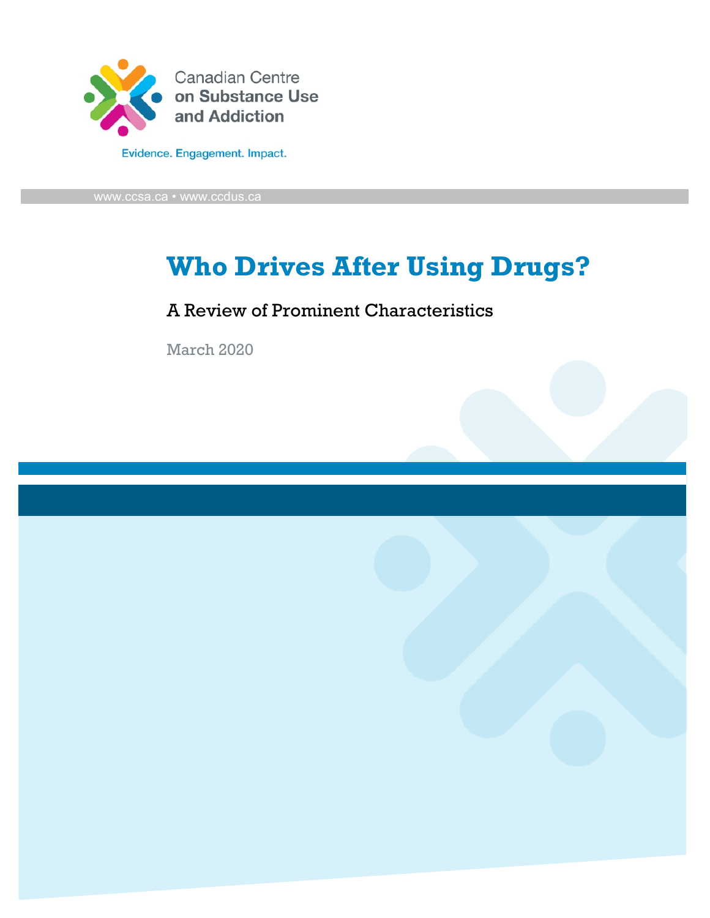Canadian Centre on Substance Use and Addiction

Evidence. Engagement. Impact.

www.ccsa.ca • www.ccdus.ca

# Who Drives After Using Drugs?

## A Review of Prominent Characteristics

March 2020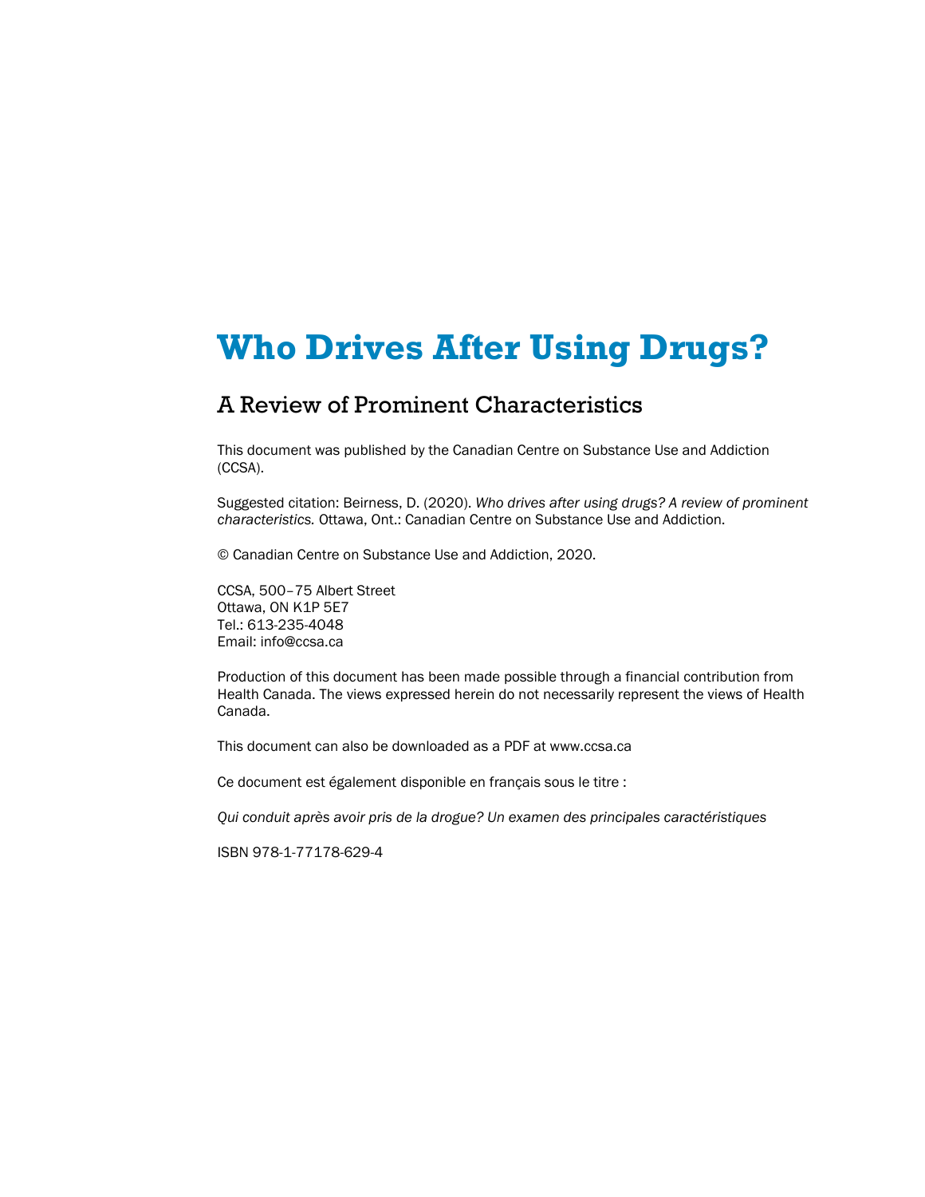# Who Drives After Using Drugs?

## A Review of Prominent Characteristics

This document was published by the Canadian Centre on Substance Use and Addiction (CCSA).

Suggested citation: Beirness, D. (2020). *Who drives after using drugs? A review of prominent characteristics.* Ottawa, Ont.: Canadian Centre on Substance Use and Addiction.

© Canadian Centre on Substance Use and Addiction, 2020.

CCSA, 500–75 Albert Street
Ottawa, ON K1P 5E7
Tel.: 613-235-4048
Email: info@ccsa.ca

Production of this document has been made possible through a financial contribution from Health Canada. The views expressed herein do not necessarily represent the views of Health Canada.

This document can also be downloaded as a PDF at www.ccsa.ca

Ce document est également disponible en français sous le titre :

*Qui conduit après avoir pris de la drogue? Un examen des principales caractéristiques*

ISBN 978-1-77178-629-4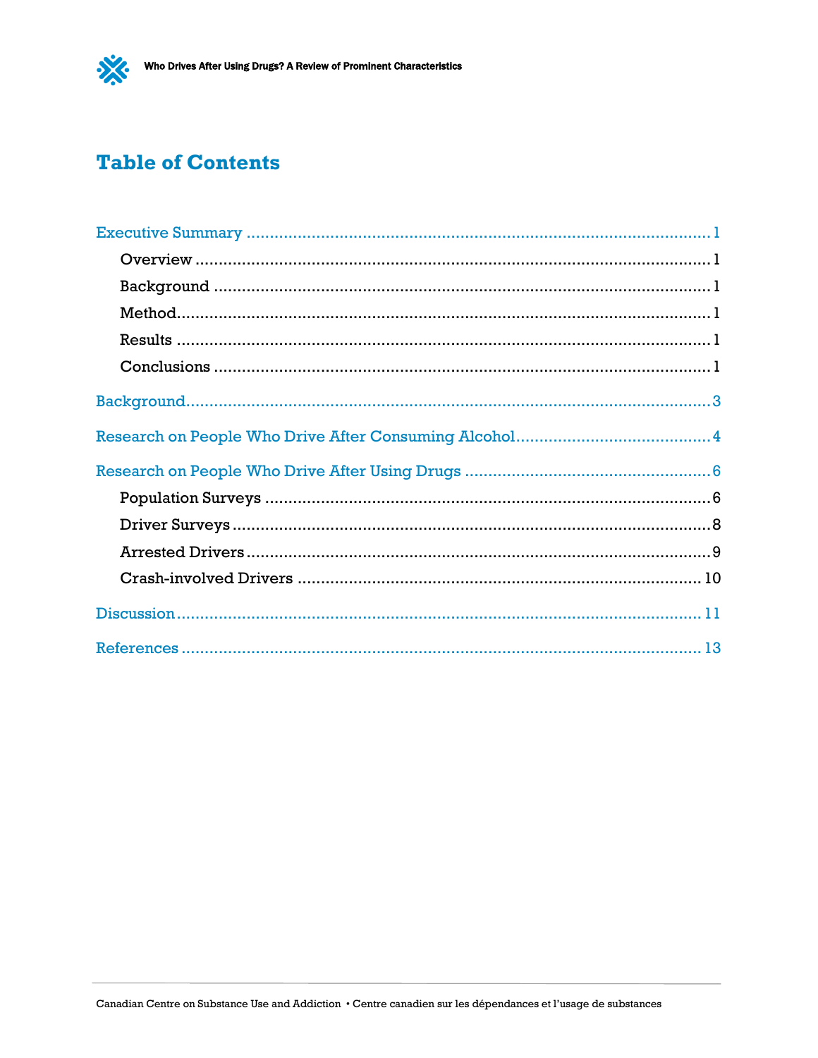# Table of Contents

Executive Summary ..... 1

- Overview ..... 1
- Background ..... 1
- Method ..... 1
- Results ..... 1
- Conclusions ..... 1

Background ..... 3

Research on People Who Drive After Consuming Alcohol ..... 4

Research on People Who Drive After Using Drugs ..... 6

- Population Surveys ..... 6
- Driver Surveys ..... 8
- Arrested Drivers ..... 9
- Crash-involved Drivers ..... 10

Discussion ..... 11

References ..... 13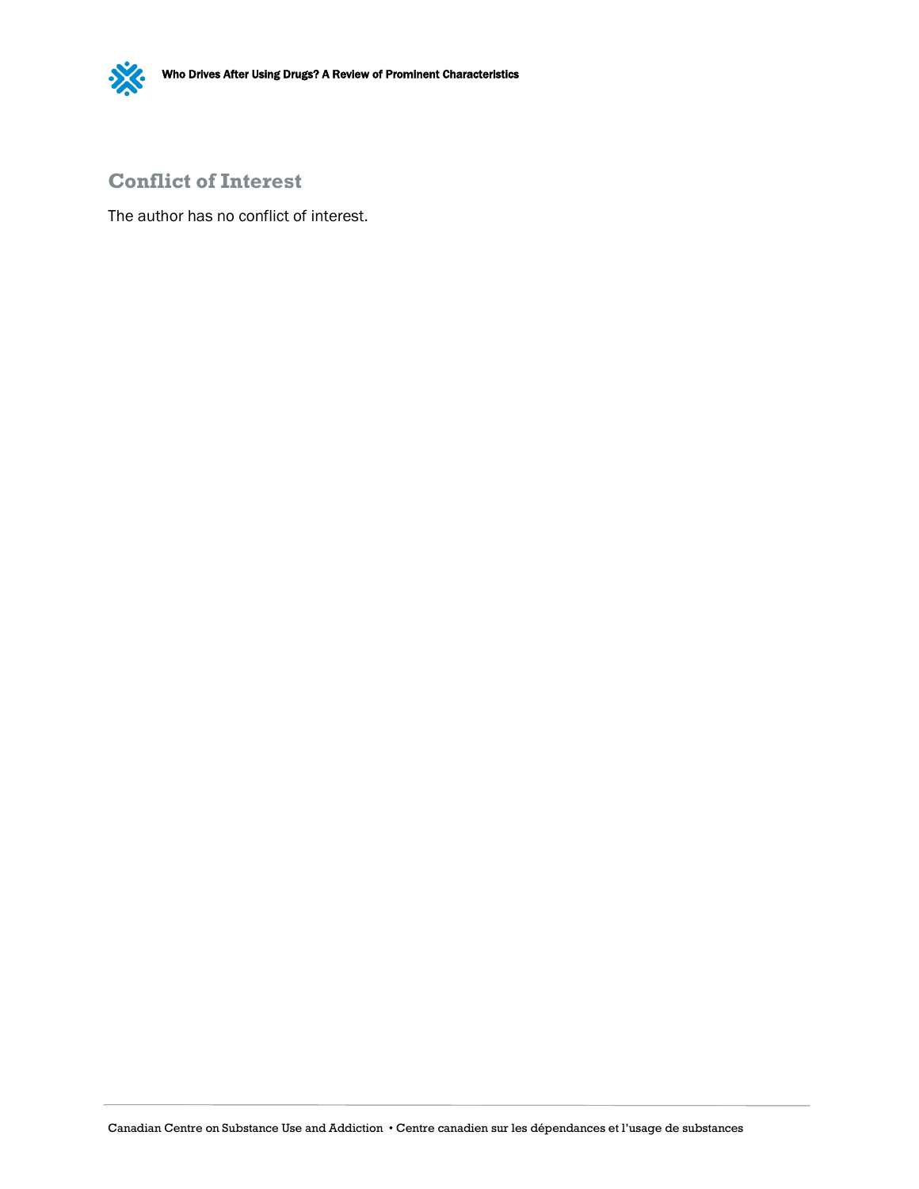## Conflict of Interest

The author has no conflict of interest.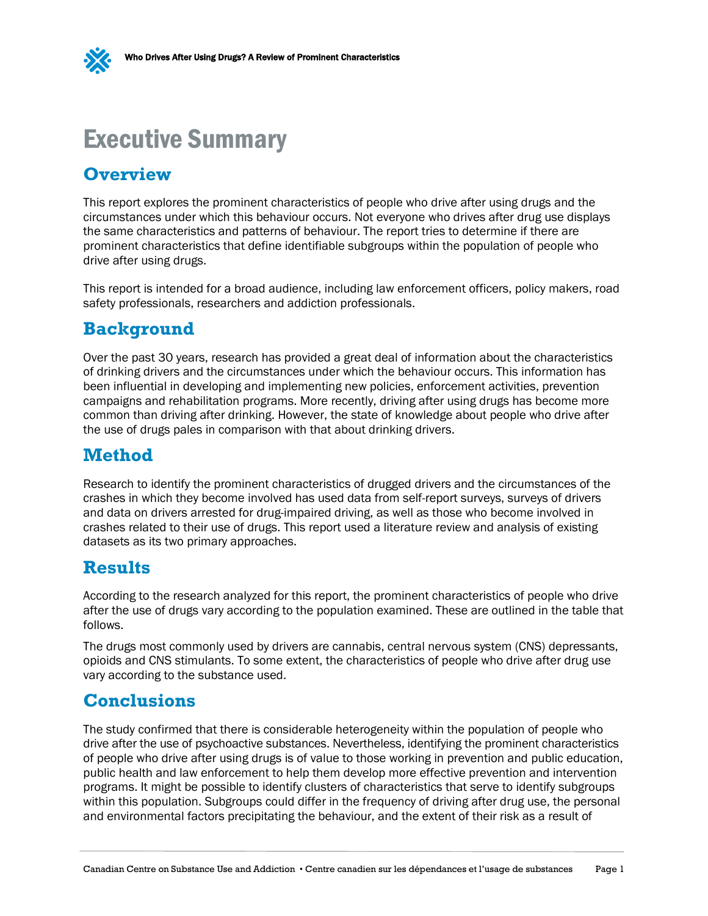# Executive Summary

## Overview

This report explores the prominent characteristics of people who drive after using drugs and the circumstances under which this behaviour occurs. Not everyone who drives after drug use displays the same characteristics and patterns of behaviour. The report tries to determine if there are prominent characteristics that define identifiable subgroups within the population of people who drive after using drugs.

This report is intended for a broad audience, including law enforcement officers, policy makers, road safety professionals, researchers and addiction professionals.

## Background

Over the past 30 years, research has provided a great deal of information about the characteristics of drinking drivers and the circumstances under which the behaviour occurs. This information has been influential in developing and implementing new policies, enforcement activities, prevention campaigns and rehabilitation programs. More recently, driving after using drugs has become more common than driving after drinking. However, the state of knowledge about people who drive after the use of drugs pales in comparison with that about drinking drivers.

## Method

Research to identify the prominent characteristics of drugged drivers and the circumstances of the crashes in which they become involved has used data from self-report surveys, surveys of drivers and data on drivers arrested for drug-impaired driving, as well as those who become involved in crashes related to their use of drugs. This report used a literature review and analysis of existing datasets as its two primary approaches.

## Results

According to the research analyzed for this report, the prominent characteristics of people who drive after the use of drugs vary according to the population examined. These are outlined in the table that follows.

The drugs most commonly used by drivers are cannabis, central nervous system (CNS) depressants, opioids and CNS stimulants. To some extent, the characteristics of people who drive after drug use vary according to the substance used.

## Conclusions

The study confirmed that there is considerable heterogeneity within the population of people who drive after the use of psychoactive substances. Nevertheless, identifying the prominent characteristics of people who drive after using drugs is of value to those working in prevention and public education, public health and law enforcement to help them develop more effective prevention and intervention programs. It might be possible to identify clusters of characteristics that serve to identify subgroups within this population. Subgroups could differ in the frequency of driving after drug use, the personal and environmental factors precipitating the behaviour, and the extent of their risk as a result of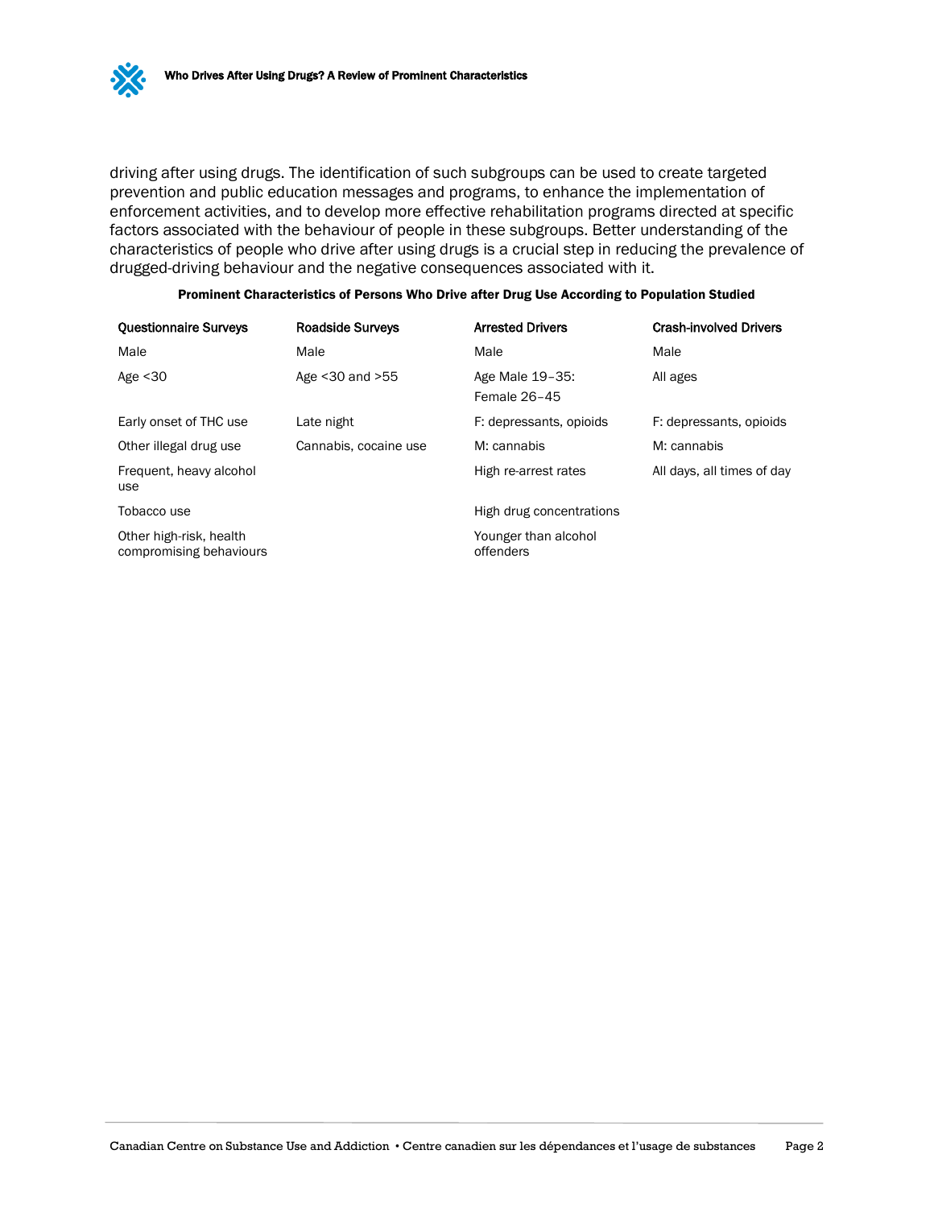driving after using drugs. The identification of such subgroups can be used to create targeted prevention and public education messages and programs, to enhance the implementation of enforcement activities, and to develop more effective rehabilitation programs directed at specific factors associated with the behaviour of people in these subgroups. Better understanding of the characteristics of people who drive after using drugs is a crucial step in reducing the prevalence of drugged-driving behaviour and the negative consequences associated with it.

**Prominent Characteristics of Persons Who Drive after Drug Use According to Population Studied**

| Questionnaire Surveys | Roadside Surveys | Arrested Drivers | Crash-involved Drivers |
|---|---|---|---|
| Male | Male | Male | Male |
| Age <30 | Age <30 and >55 | Age Male 19–35: Female 26–45 | All ages |
| Early onset of THC use | Late night | F: depressants, opioids | F: depressants, opioids |
| Other illegal drug use | Cannabis, cocaine use | M: cannabis | M: cannabis |
| Frequent, heavy alcohol use | | High re-arrest rates | All days, all times of day |
| Tobacco use | | High drug concentrations | |
| Other high-risk, health compromising behaviours | | Younger than alcohol offenders | |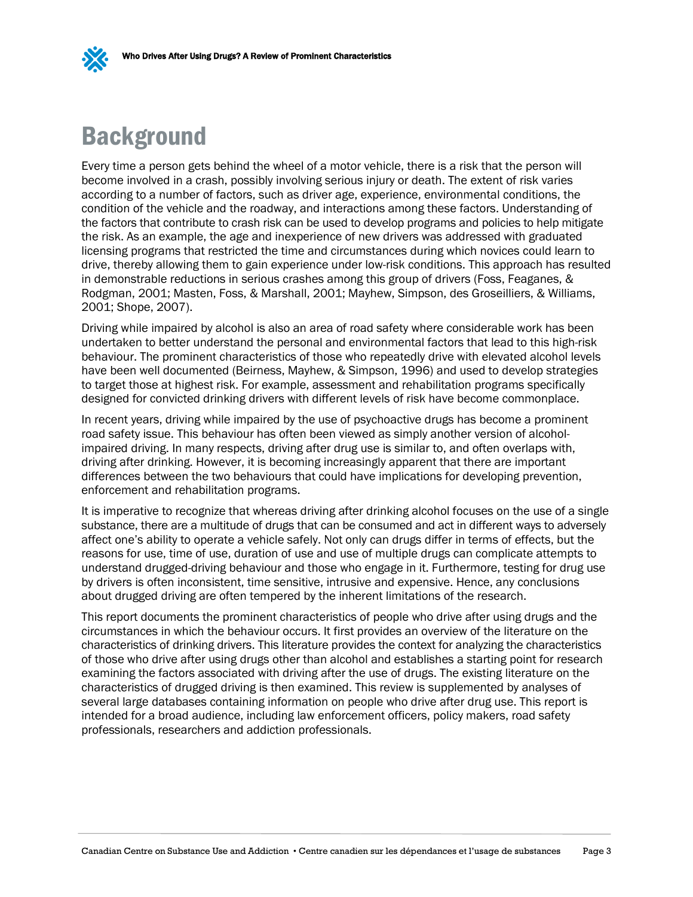# Background

Every time a person gets behind the wheel of a motor vehicle, there is a risk that the person will become involved in a crash, possibly involving serious injury or death. The extent of risk varies according to a number of factors, such as driver age, experience, environmental conditions, the condition of the vehicle and the roadway, and interactions among these factors. Understanding of the factors that contribute to crash risk can be used to develop programs and policies to help mitigate the risk. As an example, the age and inexperience of new drivers was addressed with graduated licensing programs that restricted the time and circumstances during which novices could learn to drive, thereby allowing them to gain experience under low-risk conditions. This approach has resulted in demonstrable reductions in serious crashes among this group of drivers (Foss, Feaganes, & Rodgman, 2001; Masten, Foss, & Marshall, 2001; Mayhew, Simpson, des Groseilliers, & Williams, 2001; Shope, 2007).

Driving while impaired by alcohol is also an area of road safety where considerable work has been undertaken to better understand the personal and environmental factors that lead to this high-risk behaviour. The prominent characteristics of those who repeatedly drive with elevated alcohol levels have been well documented (Beirness, Mayhew, & Simpson, 1996) and used to develop strategies to target those at highest risk. For example, assessment and rehabilitation programs specifically designed for convicted drinking drivers with different levels of risk have become commonplace.

In recent years, driving while impaired by the use of psychoactive drugs has become a prominent road safety issue. This behaviour has often been viewed as simply another version of alcohol-impaired driving. In many respects, driving after drug use is similar to, and often overlaps with, driving after drinking. However, it is becoming increasingly apparent that there are important differences between the two behaviours that could have implications for developing prevention, enforcement and rehabilitation programs.

It is imperative to recognize that whereas driving after drinking alcohol focuses on the use of a single substance, there are a multitude of drugs that can be consumed and act in different ways to adversely affect one's ability to operate a vehicle safely. Not only can drugs differ in terms of effects, but the reasons for use, time of use, duration of use and use of multiple drugs can complicate attempts to understand drugged-driving behaviour and those who engage in it. Furthermore, testing for drug use by drivers is often inconsistent, time sensitive, intrusive and expensive. Hence, any conclusions about drugged driving are often tempered by the inherent limitations of the research.

This report documents the prominent characteristics of people who drive after using drugs and the circumstances in which the behaviour occurs. It first provides an overview of the literature on the characteristics of drinking drivers. This literature provides the context for analyzing the characteristics of those who drive after using drugs other than alcohol and establishes a starting point for research examining the factors associated with driving after the use of drugs. The existing literature on the characteristics of drugged driving is then examined. This review is supplemented by analyses of several large databases containing information on people who drive after drug use. This report is intended for a broad audience, including law enforcement officers, policy makers, road safety professionals, researchers and addiction professionals.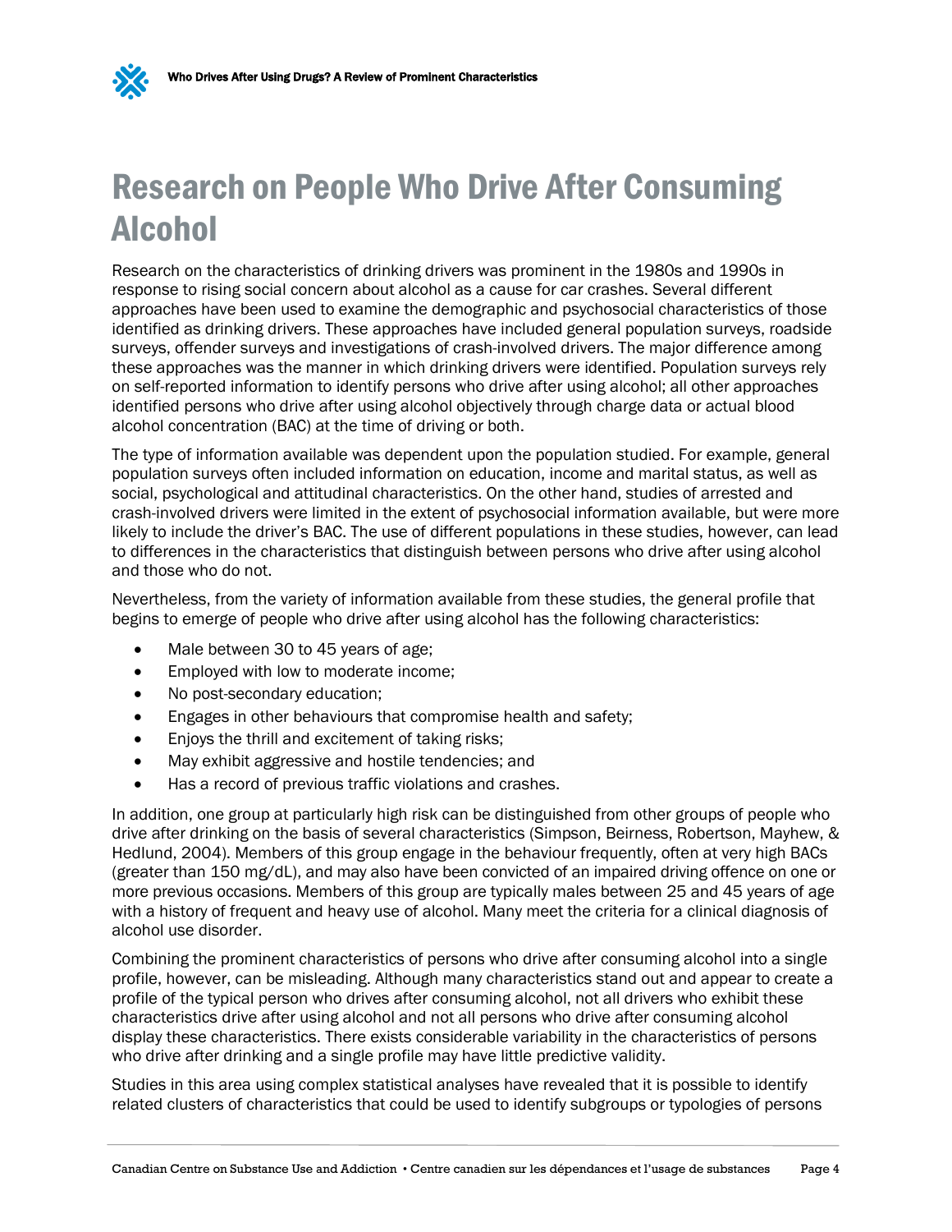# Research on People Who Drive After Consuming Alcohol

Research on the characteristics of drinking drivers was prominent in the 1980s and 1990s in response to rising social concern about alcohol as a cause for car crashes. Several different approaches have been used to examine the demographic and psychosocial characteristics of those identified as drinking drivers. These approaches have included general population surveys, roadside surveys, offender surveys and investigations of crash-involved drivers. The major difference among these approaches was the manner in which drinking drivers were identified. Population surveys rely on self-reported information to identify persons who drive after using alcohol; all other approaches identified persons who drive after using alcohol objectively through charge data or actual blood alcohol concentration (BAC) at the time of driving or both.

The type of information available was dependent upon the population studied. For example, general population surveys often included information on education, income and marital status, as well as social, psychological and attitudinal characteristics. On the other hand, studies of arrested and crash-involved drivers were limited in the extent of psychosocial information available, but were more likely to include the driver's BAC. The use of different populations in these studies, however, can lead to differences in the characteristics that distinguish between persons who drive after using alcohol and those who do not.

Nevertheless, from the variety of information available from these studies, the general profile that begins to emerge of people who drive after using alcohol has the following characteristics:

- Male between 30 to 45 years of age;
- Employed with low to moderate income;
- No post-secondary education;
- Engages in other behaviours that compromise health and safety;
- Enjoys the thrill and excitement of taking risks;
- May exhibit aggressive and hostile tendencies; and
- Has a record of previous traffic violations and crashes.

In addition, one group at particularly high risk can be distinguished from other groups of people who drive after drinking on the basis of several characteristics (Simpson, Beirness, Robertson, Mayhew, & Hedlund, 2004). Members of this group engage in the behaviour frequently, often at very high BACs (greater than 150 mg/dL), and may also have been convicted of an impaired driving offence on one or more previous occasions. Members of this group are typically males between 25 and 45 years of age with a history of frequent and heavy use of alcohol. Many meet the criteria for a clinical diagnosis of alcohol use disorder.

Combining the prominent characteristics of persons who drive after consuming alcohol into a single profile, however, can be misleading. Although many characteristics stand out and appear to create a profile of the typical person who drives after consuming alcohol, not all drivers who exhibit these characteristics drive after using alcohol and not all persons who drive after consuming alcohol display these characteristics. There exists considerable variability in the characteristics of persons who drive after drinking and a single profile may have little predictive validity.

Studies in this area using complex statistical analyses have revealed that it is possible to identify related clusters of characteristics that could be used to identify subgroups or typologies of persons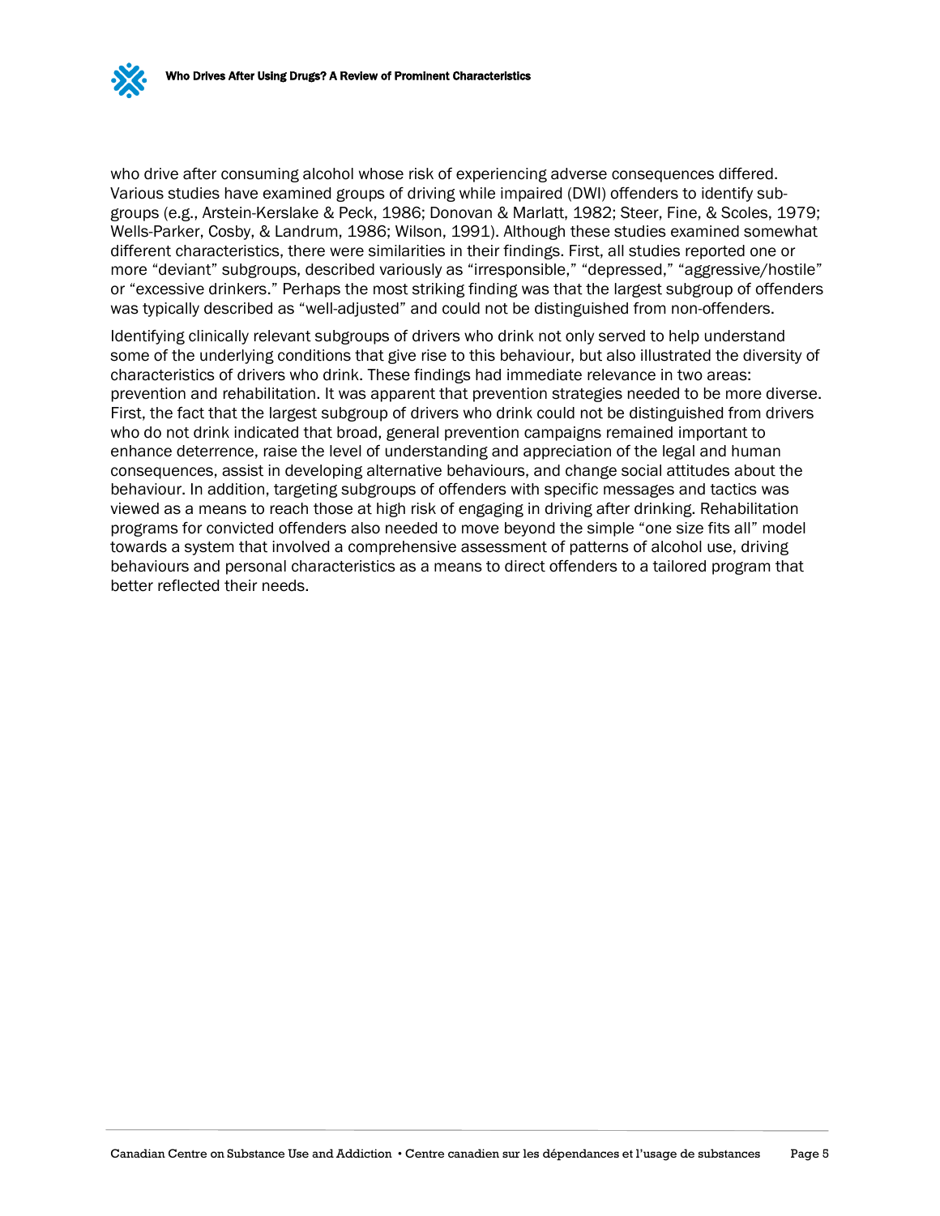who drive after consuming alcohol whose risk of experiencing adverse consequences differed. Various studies have examined groups of driving while impaired (DWI) offenders to identify sub-groups (e.g., Arstein-Kerslake & Peck, 1986; Donovan & Marlatt, 1982; Steer, Fine, & Scoles, 1979; Wells-Parker, Cosby, & Landrum, 1986; Wilson, 1991). Although these studies examined somewhat different characteristics, there were similarities in their findings. First, all studies reported one or more "deviant" subgroups, described variously as "irresponsible," "depressed," "aggressive/hostile" or "excessive drinkers." Perhaps the most striking finding was that the largest subgroup of offenders was typically described as "well-adjusted" and could not be distinguished from non-offenders.

Identifying clinically relevant subgroups of drivers who drink not only served to help understand some of the underlying conditions that give rise to this behaviour, but also illustrated the diversity of characteristics of drivers who drink. These findings had immediate relevance in two areas: prevention and rehabilitation. It was apparent that prevention strategies needed to be more diverse. First, the fact that the largest subgroup of drivers who drink could not be distinguished from drivers who do not drink indicated that broad, general prevention campaigns remained important to enhance deterrence, raise the level of understanding and appreciation of the legal and human consequences, assist in developing alternative behaviours, and change social attitudes about the behaviour. In addition, targeting subgroups of offenders with specific messages and tactics was viewed as a means to reach those at high risk of engaging in driving after drinking. Rehabilitation programs for convicted offenders also needed to move beyond the simple "one size fits all" model towards a system that involved a comprehensive assessment of patterns of alcohol use, driving behaviours and personal characteristics as a means to direct offenders to a tailored program that better reflected their needs.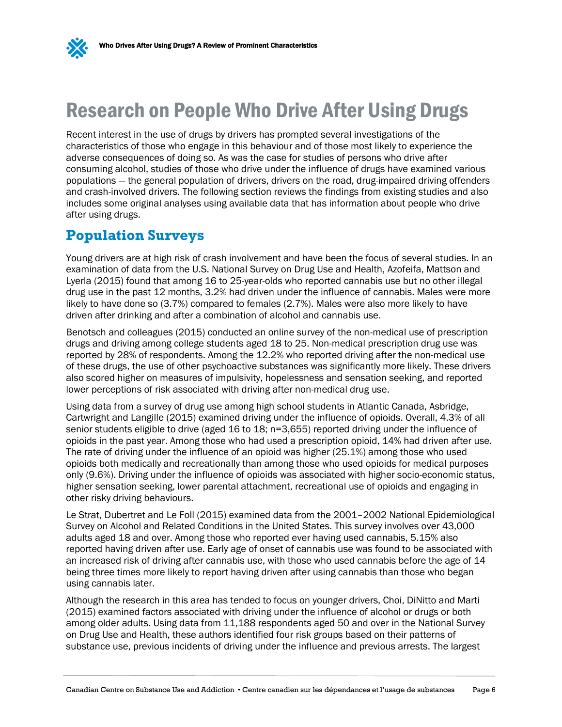# Research on People Who Drive After Using Drugs

Recent interest in the use of drugs by drivers has prompted several investigations of the characteristics of those who engage in this behaviour and of those most likely to experience the adverse consequences of doing so. As was the case for studies of persons who drive after consuming alcohol, studies of those who drive under the influence of drugs have examined various populations — the general population of drivers, drivers on the road, drug-impaired driving offenders and crash-involved drivers. The following section reviews the findings from existing studies and also includes some original analyses using available data that has information about people who drive after using drugs.

## Population Surveys

Young drivers are at high risk of crash involvement and have been the focus of several studies. In an examination of data from the U.S. National Survey on Drug Use and Health, Azofeifa, Mattson and Lyerla (2015) found that among 16 to 25-year-olds who reported cannabis use but no other illegal drug use in the past 12 months, 3.2% had driven under the influence of cannabis. Males were more likely to have done so (3.7%) compared to females (2.7%). Males were also more likely to have driven after drinking and after a combination of alcohol and cannabis use.

Benotsch and colleagues (2015) conducted an online survey of the non-medical use of prescription drugs and driving among college students aged 18 to 25. Non-medical prescription drug use was reported by 28% of respondents. Among the 12.2% who reported driving after the non-medical use of these drugs, the use of other psychoactive substances was significantly more likely. These drivers also scored higher on measures of impulsivity, hopelessness and sensation seeking, and reported lower perceptions of risk associated with driving after non-medical drug use.

Using data from a survey of drug use among high school students in Atlantic Canada, Asbridge, Cartwright and Langille (2015) examined driving under the influence of opioids. Overall, 4.3% of all senior students eligible to drive (aged 16 to 18; n=3,655) reported driving under the influence of opioids in the past year. Among those who had used a prescription opioid, 14% had driven after use. The rate of driving under the influence of an opioid was higher (25.1%) among those who used opioids both medically and recreationally than among those who used opioids for medical purposes only (9.6%). Driving under the influence of opioids was associated with higher socio-economic status, higher sensation seeking, lower parental attachment, recreational use of opioids and engaging in other risky driving behaviours.

Le Strat, Dubertret and Le Foll (2015) examined data from the 2001–2002 National Epidemiological Survey on Alcohol and Related Conditions in the United States. This survey involves over 43,000 adults aged 18 and over. Among those who reported ever having used cannabis, 5.15% also reported having driven after use. Early age of onset of cannabis use was found to be associated with an increased risk of driving after cannabis use, with those who used cannabis before the age of 14 being three times more likely to report having driven after using cannabis than those who began using cannabis later.

Although the research in this area has tended to focus on younger drivers, Choi, DiNitto and Marti (2015) examined factors associated with driving under the influence of alcohol or drugs or both among older adults. Using data from 11,188 respondents aged 50 and over in the National Survey on Drug Use and Health, these authors identified four risk groups based on their patterns of substance use, previous incidents of driving under the influence and previous arrests. The largest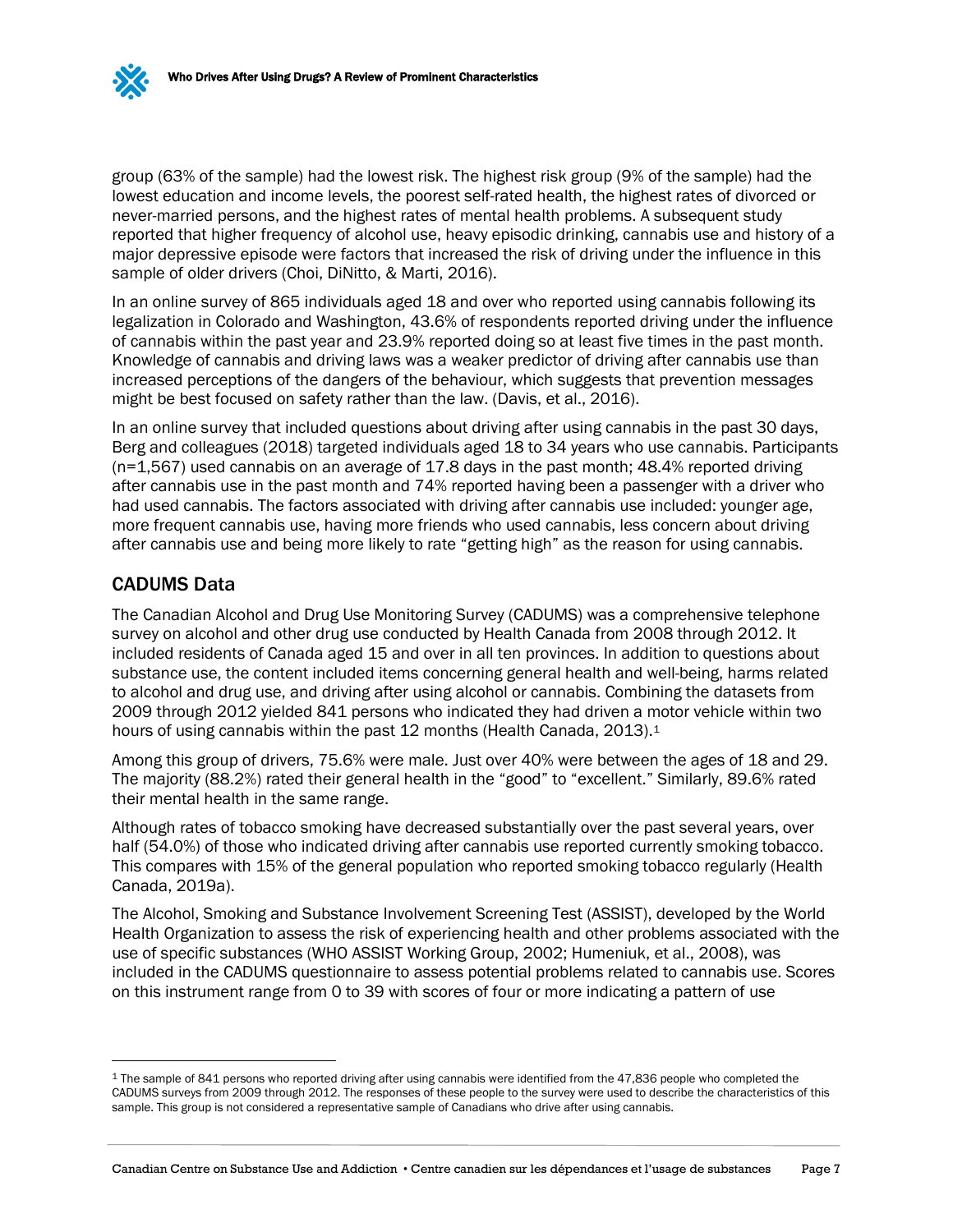group (63% of the sample) had the lowest risk. The highest risk group (9% of the sample) had the lowest education and income levels, the poorest self-rated health, the highest rates of divorced or never-married persons, and the highest rates of mental health problems. A subsequent study reported that higher frequency of alcohol use, heavy episodic drinking, cannabis use and history of a major depressive episode were factors that increased the risk of driving under the influence in this sample of older drivers (Choi, DiNitto, & Marti, 2016).

In an online survey of 865 individuals aged 18 and over who reported using cannabis following its legalization in Colorado and Washington, 43.6% of respondents reported driving under the influence of cannabis within the past year and 23.9% reported doing so at least five times in the past month. Knowledge of cannabis and driving laws was a weaker predictor of driving after cannabis use than increased perceptions of the dangers of the behaviour, which suggests that prevention messages might be best focused on safety rather than the law. (Davis, et al., 2016).

In an online survey that included questions about driving after using cannabis in the past 30 days, Berg and colleagues (2018) targeted individuals aged 18 to 34 years who use cannabis. Participants (n=1,567) used cannabis on an average of 17.8 days in the past month; 48.4% reported driving after cannabis use in the past month and 74% reported having been a passenger with a driver who had used cannabis. The factors associated with driving after cannabis use included: younger age, more frequent cannabis use, having more friends who used cannabis, less concern about driving after cannabis use and being more likely to rate "getting high" as the reason for using cannabis.

## CADUMS Data

The Canadian Alcohol and Drug Use Monitoring Survey (CADUMS) was a comprehensive telephone survey on alcohol and other drug use conducted by Health Canada from 2008 through 2012. It included residents of Canada aged 15 and over in all ten provinces. In addition to questions about substance use, the content included items concerning general health and well-being, harms related to alcohol and drug use, and driving after using alcohol or cannabis. Combining the datasets from 2009 through 2012 yielded 841 persons who indicated they had driven a motor vehicle within two hours of using cannabis within the past 12 months (Health Canada, 2013).[1]

Among this group of drivers, 75.6% were male. Just over 40% were between the ages of 18 and 29. The majority (88.2%) rated their general health in the "good" to "excellent." Similarly, 89.6% rated their mental health in the same range.

Although rates of tobacco smoking have decreased substantially over the past several years, over half (54.0%) of those who indicated driving after cannabis use reported currently smoking tobacco. This compares with 15% of the general population who reported smoking tobacco regularly (Health Canada, 2019a).

The Alcohol, Smoking and Substance Involvement Screening Test (ASSIST), developed by the World Health Organization to assess the risk of experiencing health and other problems associated with the use of specific substances (WHO ASSIST Working Group, 2002; Humeniuk, et al., 2008), was included in the CADUMS questionnaire to assess potential problems related to cannabis use. Scores on this instrument range from 0 to 39 with scores of four or more indicating a pattern of use

---

[1] The sample of 841 persons who reported driving after using cannabis were identified from the 47,836 people who completed the CADUMS surveys from 2009 through 2012. The responses of these people to the survey were used to describe the characteristics of this sample. This group is not considered a representative sample of Canadians who drive after using cannabis.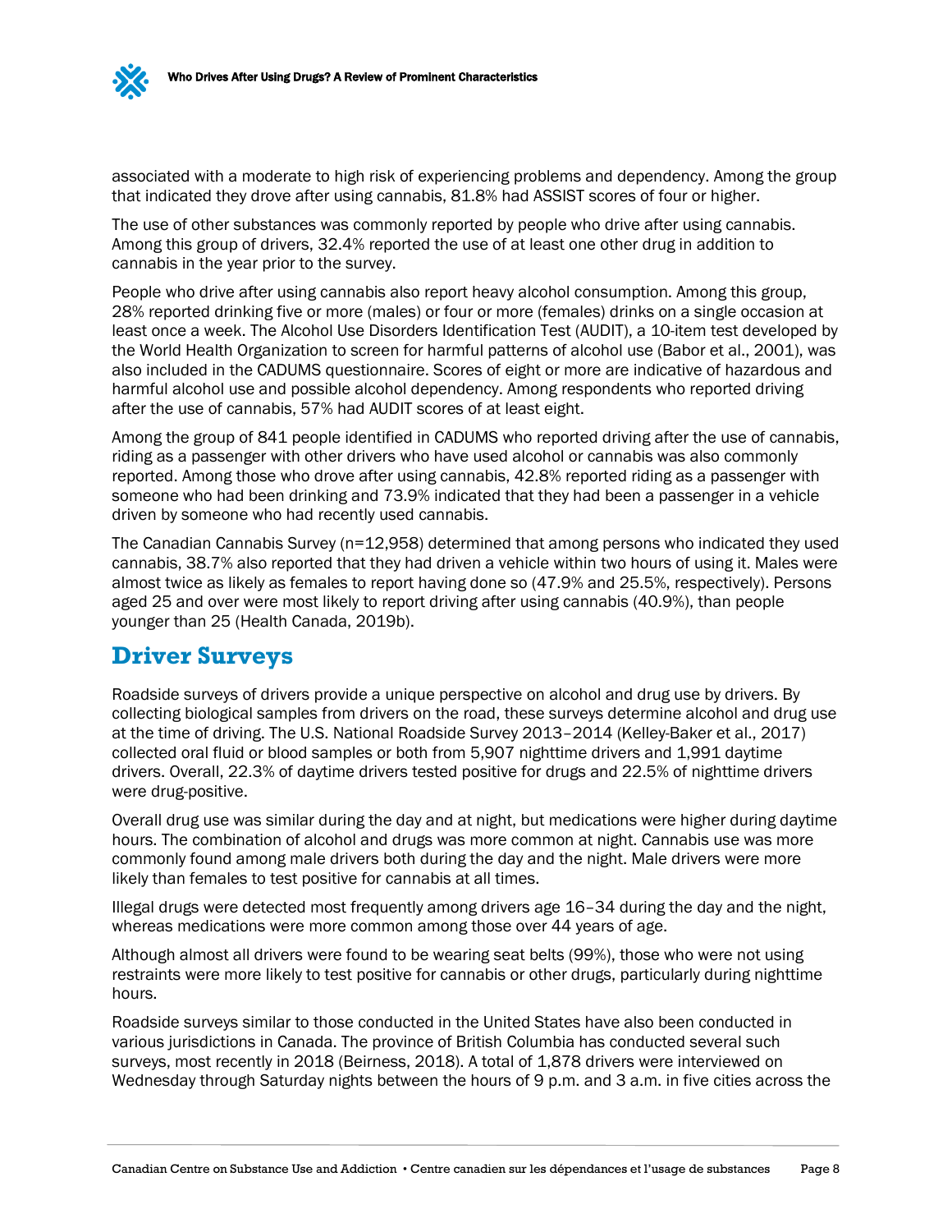associated with a moderate to high risk of experiencing problems and dependency. Among the group that indicated they drove after using cannabis, 81.8% had ASSIST scores of four or higher.

The use of other substances was commonly reported by people who drive after using cannabis. Among this group of drivers, 32.4% reported the use of at least one other drug in addition to cannabis in the year prior to the survey.

People who drive after using cannabis also report heavy alcohol consumption. Among this group, 28% reported drinking five or more (males) or four or more (females) drinks on a single occasion at least once a week. The Alcohol Use Disorders Identification Test (AUDIT), a 10-item test developed by the World Health Organization to screen for harmful patterns of alcohol use (Babor et al., 2001), was also included in the CADUMS questionnaire. Scores of eight or more are indicative of hazardous and harmful alcohol use and possible alcohol dependency. Among respondents who reported driving after the use of cannabis, 57% had AUDIT scores of at least eight.

Among the group of 841 people identified in CADUMS who reported driving after the use of cannabis, riding as a passenger with other drivers who have used alcohol or cannabis was also commonly reported. Among those who drove after using cannabis, 42.8% reported riding as a passenger with someone who had been drinking and 73.9% indicated that they had been a passenger in a vehicle driven by someone who had recently used cannabis.

The Canadian Cannabis Survey (n=12,958) determined that among persons who indicated they used cannabis, 38.7% also reported that they had driven a vehicle within two hours of using it. Males were almost twice as likely as females to report having done so (47.9% and 25.5%, respectively). Persons aged 25 and over were most likely to report driving after using cannabis (40.9%), than people younger than 25 (Health Canada, 2019b).

## Driver Surveys

Roadside surveys of drivers provide a unique perspective on alcohol and drug use by drivers. By collecting biological samples from drivers on the road, these surveys determine alcohol and drug use at the time of driving. The U.S. National Roadside Survey 2013–2014 (Kelley-Baker et al., 2017) collected oral fluid or blood samples or both from 5,907 nighttime drivers and 1,991 daytime drivers. Overall, 22.3% of daytime drivers tested positive for drugs and 22.5% of nighttime drivers were drug-positive.

Overall drug use was similar during the day and at night, but medications were higher during daytime hours. The combination of alcohol and drugs was more common at night. Cannabis use was more commonly found among male drivers both during the day and the night. Male drivers were more likely than females to test positive for cannabis at all times.

Illegal drugs were detected most frequently among drivers age 16–34 during the day and the night, whereas medications were more common among those over 44 years of age.

Although almost all drivers were found to be wearing seat belts (99%), those who were not using restraints were more likely to test positive for cannabis or other drugs, particularly during nighttime hours.

Roadside surveys similar to those conducted in the United States have also been conducted in various jurisdictions in Canada. The province of British Columbia has conducted several such surveys, most recently in 2018 (Beirness, 2018). A total of 1,878 drivers were interviewed on Wednesday through Saturday nights between the hours of 9 p.m. and 3 a.m. in five cities across the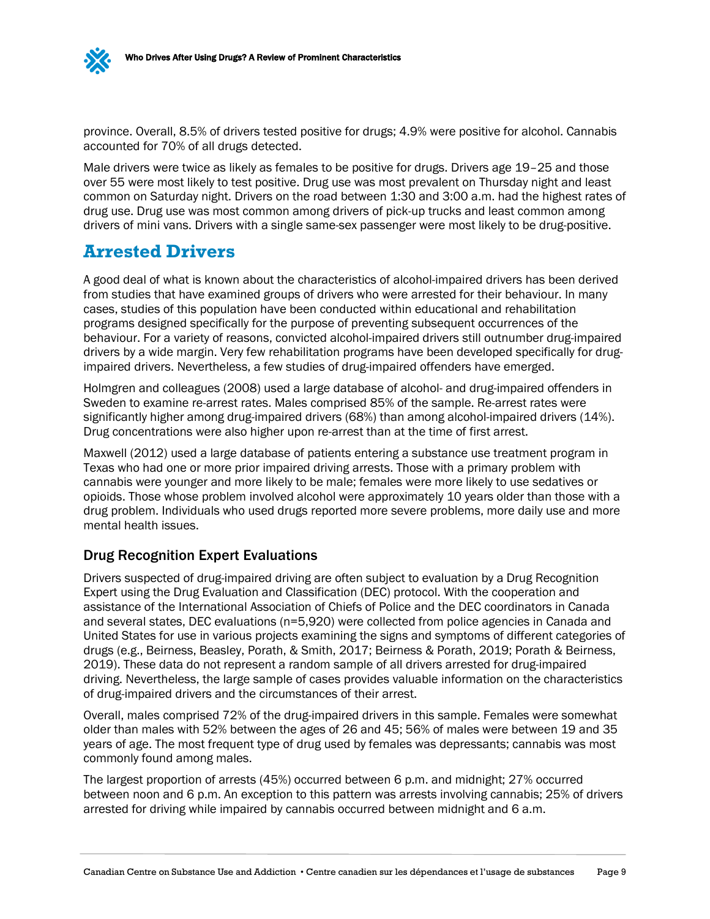province. Overall, 8.5% of drivers tested positive for drugs; 4.9% were positive for alcohol. Cannabis accounted for 70% of all drugs detected.

Male drivers were twice as likely as females to be positive for drugs. Drivers age 19–25 and those over 55 were most likely to test positive. Drug use was most prevalent on Thursday night and least common on Saturday night. Drivers on the road between 1:30 and 3:00 a.m. had the highest rates of drug use. Drug use was most common among drivers of pick-up trucks and least common among drivers of mini vans. Drivers with a single same-sex passenger were most likely to be drug-positive.

## Arrested Drivers

A good deal of what is known about the characteristics of alcohol-impaired drivers has been derived from studies that have examined groups of drivers who were arrested for their behaviour. In many cases, studies of this population have been conducted within educational and rehabilitation programs designed specifically for the purpose of preventing subsequent occurrences of the behaviour. For a variety of reasons, convicted alcohol-impaired drivers still outnumber drug-impaired drivers by a wide margin. Very few rehabilitation programs have been developed specifically for drug-impaired drivers. Nevertheless, a few studies of drug-impaired offenders have emerged.

Holmgren and colleagues (2008) used a large database of alcohol- and drug-impaired offenders in Sweden to examine re-arrest rates. Males comprised 85% of the sample. Re-arrest rates were significantly higher among drug-impaired drivers (68%) than among alcohol-impaired drivers (14%). Drug concentrations were also higher upon re-arrest than at the time of first arrest.

Maxwell (2012) used a large database of patients entering a substance use treatment program in Texas who had one or more prior impaired driving arrests. Those with a primary problem with cannabis were younger and more likely to be male; females were more likely to use sedatives or opioids. Those whose problem involved alcohol were approximately 10 years older than those with a drug problem. Individuals who used drugs reported more severe problems, more daily use and more mental health issues.

### Drug Recognition Expert Evaluations

Drivers suspected of drug-impaired driving are often subject to evaluation by a Drug Recognition Expert using the Drug Evaluation and Classification (DEC) protocol. With the cooperation and assistance of the International Association of Chiefs of Police and the DEC coordinators in Canada and several states, DEC evaluations (n=5,920) were collected from police agencies in Canada and United States for use in various projects examining the signs and symptoms of different categories of drugs (e.g., Beirness, Beasley, Porath, & Smith, 2017; Beirness & Porath, 2019; Porath & Beirness, 2019). These data do not represent a random sample of all drivers arrested for drug-impaired driving. Nevertheless, the large sample of cases provides valuable information on the characteristics of drug-impaired drivers and the circumstances of their arrest.

Overall, males comprised 72% of the drug-impaired drivers in this sample. Females were somewhat older than males with 52% between the ages of 26 and 45; 56% of males were between 19 and 35 years of age. The most frequent type of drug used by females was depressants; cannabis was most commonly found among males.

The largest proportion of arrests (45%) occurred between 6 p.m. and midnight; 27% occurred between noon and 6 p.m. An exception to this pattern was arrests involving cannabis; 25% of drivers arrested for driving while impaired by cannabis occurred between midnight and 6 a.m.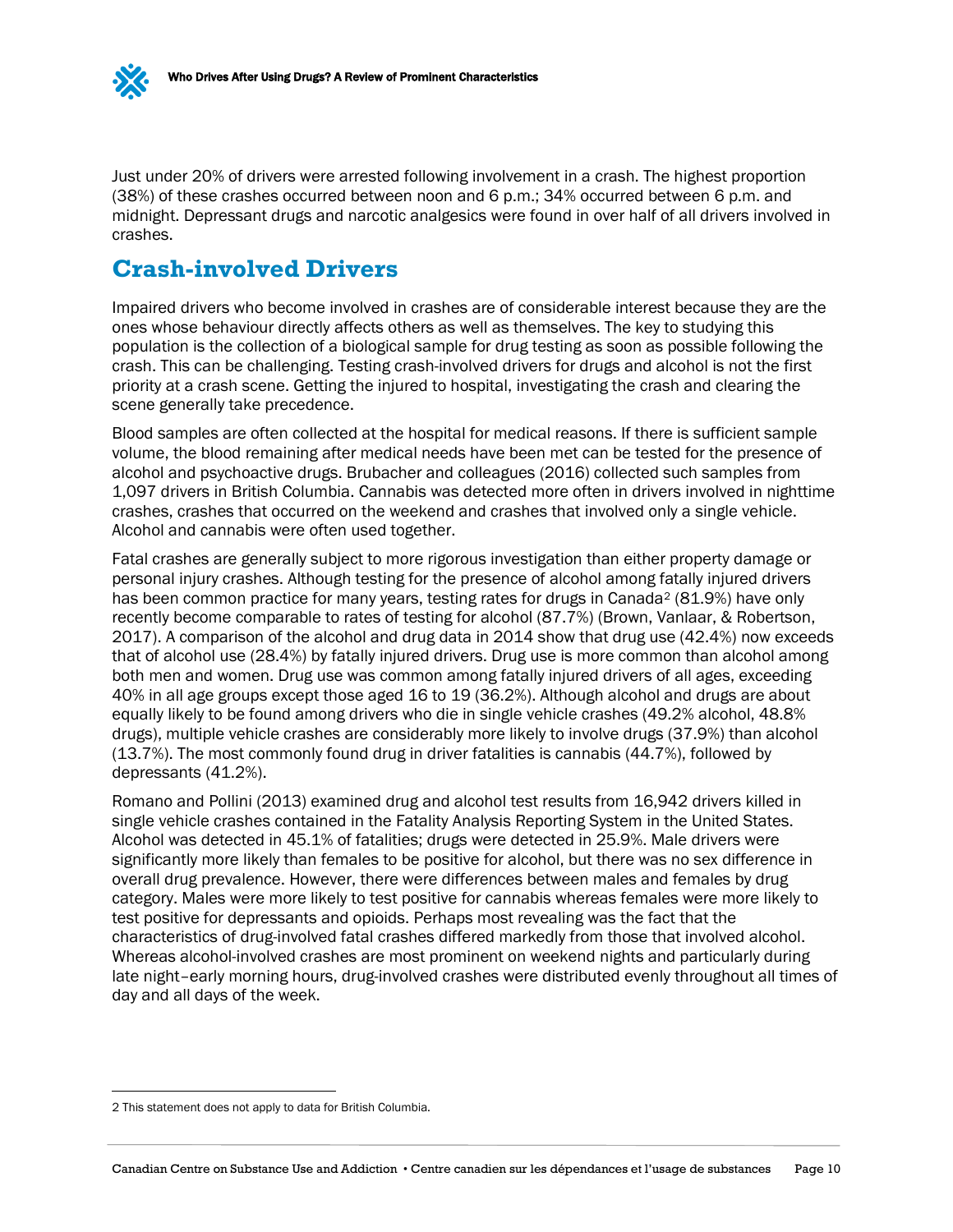Just under 20% of drivers were arrested following involvement in a crash. The highest proportion (38%) of these crashes occurred between noon and 6 p.m.; 34% occurred between 6 p.m. and midnight. Depressant drugs and narcotic analgesics were found in over half of all drivers involved in crashes.

## Crash-involved Drivers

Impaired drivers who become involved in crashes are of considerable interest because they are the ones whose behaviour directly affects others as well as themselves. The key to studying this population is the collection of a biological sample for drug testing as soon as possible following the crash. This can be challenging. Testing crash-involved drivers for drugs and alcohol is not the first priority at a crash scene. Getting the injured to hospital, investigating the crash and clearing the scene generally take precedence.

Blood samples are often collected at the hospital for medical reasons. If there is sufficient sample volume, the blood remaining after medical needs have been met can be tested for the presence of alcohol and psychoactive drugs. Brubacher and colleagues (2016) collected such samples from 1,097 drivers in British Columbia. Cannabis was detected more often in drivers involved in nighttime crashes, crashes that occurred on the weekend and crashes that involved only a single vehicle. Alcohol and cannabis were often used together.

Fatal crashes are generally subject to more rigorous investigation than either property damage or personal injury crashes. Although testing for the presence of alcohol among fatally injured drivers has been common practice for many years, testing rates for drugs in Canada[2] (81.9%) have only recently become comparable to rates of testing for alcohol (87.7%) (Brown, Vanlaar, & Robertson, 2017). A comparison of the alcohol and drug data in 2014 show that drug use (42.4%) now exceeds that of alcohol use (28.4%) by fatally injured drivers. Drug use is more common than alcohol among both men and women. Drug use was common among fatally injured drivers of all ages, exceeding 40% in all age groups except those aged 16 to 19 (36.2%). Although alcohol and drugs are about equally likely to be found among drivers who die in single vehicle crashes (49.2% alcohol, 48.8% drugs), multiple vehicle crashes are considerably more likely to involve drugs (37.9%) than alcohol (13.7%). The most commonly found drug in driver fatalities is cannabis (44.7%), followed by depressants (41.2%).

Romano and Pollini (2013) examined drug and alcohol test results from 16,942 drivers killed in single vehicle crashes contained in the Fatality Analysis Reporting System in the United States. Alcohol was detected in 45.1% of fatalities; drugs were detected in 25.9%. Male drivers were significantly more likely than females to be positive for alcohol, but there was no sex difference in overall drug prevalence. However, there were differences between males and females by drug category. Males were more likely to test positive for cannabis whereas females were more likely to test positive for depressants and opioids. Perhaps most revealing was the fact that the characteristics of drug-involved fatal crashes differed markedly from those that involved alcohol. Whereas alcohol-involved crashes are most prominent on weekend nights and particularly during late night–early morning hours, drug-involved crashes were distributed evenly throughout all times of day and all days of the week.

---

2 This statement does not apply to data for British Columbia.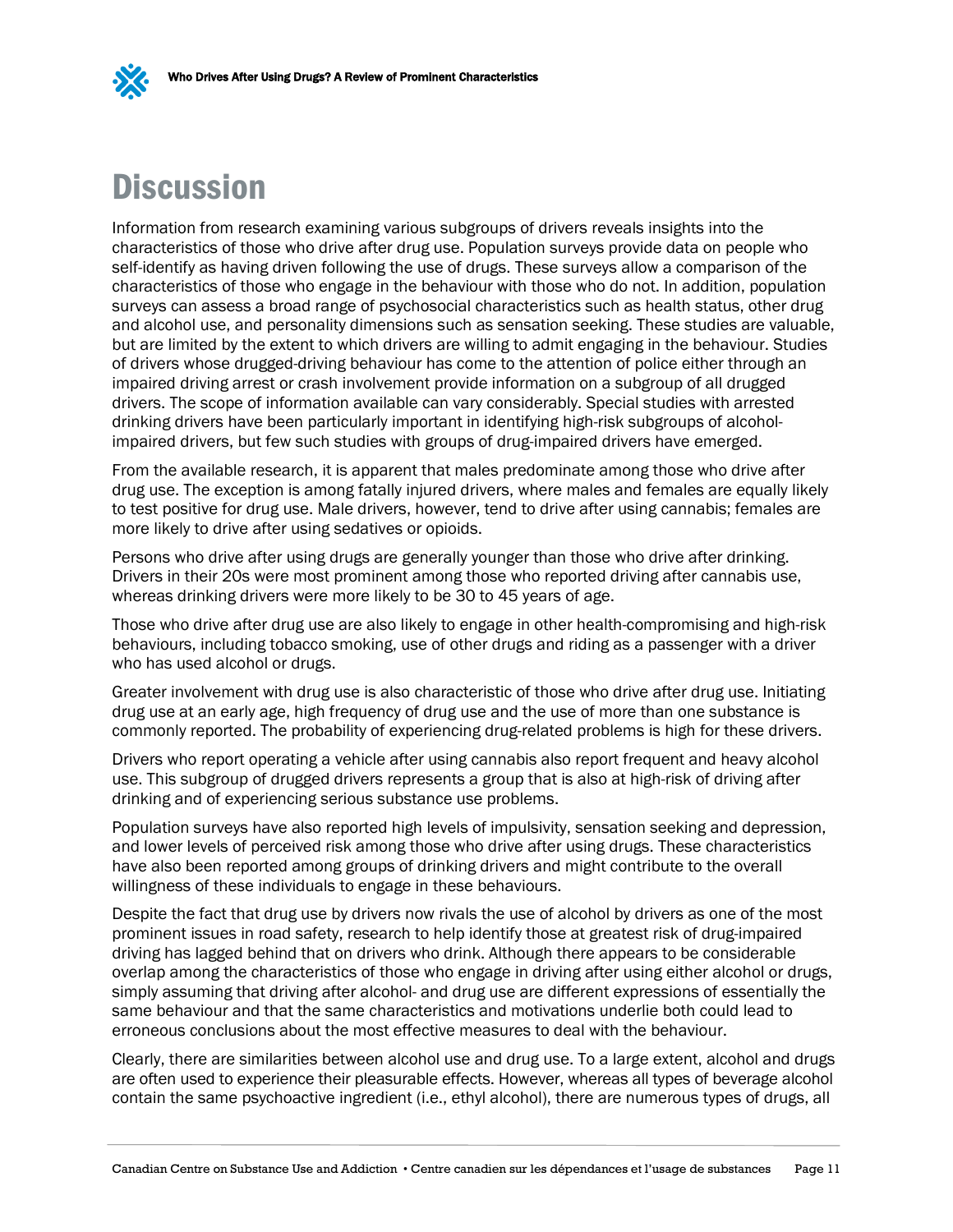# Discussion

Information from research examining various subgroups of drivers reveals insights into the characteristics of those who drive after drug use. Population surveys provide data on people who self-identify as having driven following the use of drugs. These surveys allow a comparison of the characteristics of those who engage in the behaviour with those who do not. In addition, population surveys can assess a broad range of psychosocial characteristics such as health status, other drug and alcohol use, and personality dimensions such as sensation seeking. These studies are valuable, but are limited by the extent to which drivers are willing to admit engaging in the behaviour. Studies of drivers whose drugged-driving behaviour has come to the attention of police either through an impaired driving arrest or crash involvement provide information on a subgroup of all drugged drivers. The scope of information available can vary considerably. Special studies with arrested drinking drivers have been particularly important in identifying high-risk subgroups of alcohol-impaired drivers, but few such studies with groups of drug-impaired drivers have emerged.

From the available research, it is apparent that males predominate among those who drive after drug use. The exception is among fatally injured drivers, where males and females are equally likely to test positive for drug use. Male drivers, however, tend to drive after using cannabis; females are more likely to drive after using sedatives or opioids.

Persons who drive after using drugs are generally younger than those who drive after drinking. Drivers in their 20s were most prominent among those who reported driving after cannabis use, whereas drinking drivers were more likely to be 30 to 45 years of age.

Those who drive after drug use are also likely to engage in other health-compromising and high-risk behaviours, including tobacco smoking, use of other drugs and riding as a passenger with a driver who has used alcohol or drugs.

Greater involvement with drug use is also characteristic of those who drive after drug use. Initiating drug use at an early age, high frequency of drug use and the use of more than one substance is commonly reported. The probability of experiencing drug-related problems is high for these drivers.

Drivers who report operating a vehicle after using cannabis also report frequent and heavy alcohol use. This subgroup of drugged drivers represents a group that is also at high-risk of driving after drinking and of experiencing serious substance use problems.

Population surveys have also reported high levels of impulsivity, sensation seeking and depression, and lower levels of perceived risk among those who drive after using drugs. These characteristics have also been reported among groups of drinking drivers and might contribute to the overall willingness of these individuals to engage in these behaviours.

Despite the fact that drug use by drivers now rivals the use of alcohol by drivers as one of the most prominent issues in road safety, research to help identify those at greatest risk of drug-impaired driving has lagged behind that on drivers who drink. Although there appears to be considerable overlap among the characteristics of those who engage in driving after using either alcohol or drugs, simply assuming that driving after alcohol- and drug use are different expressions of essentially the same behaviour and that the same characteristics and motivations underlie both could lead to erroneous conclusions about the most effective measures to deal with the behaviour.

Clearly, there are similarities between alcohol use and drug use. To a large extent, alcohol and drugs are often used to experience their pleasurable effects. However, whereas all types of beverage alcohol contain the same psychoactive ingredient (i.e., ethyl alcohol), there are numerous types of drugs, all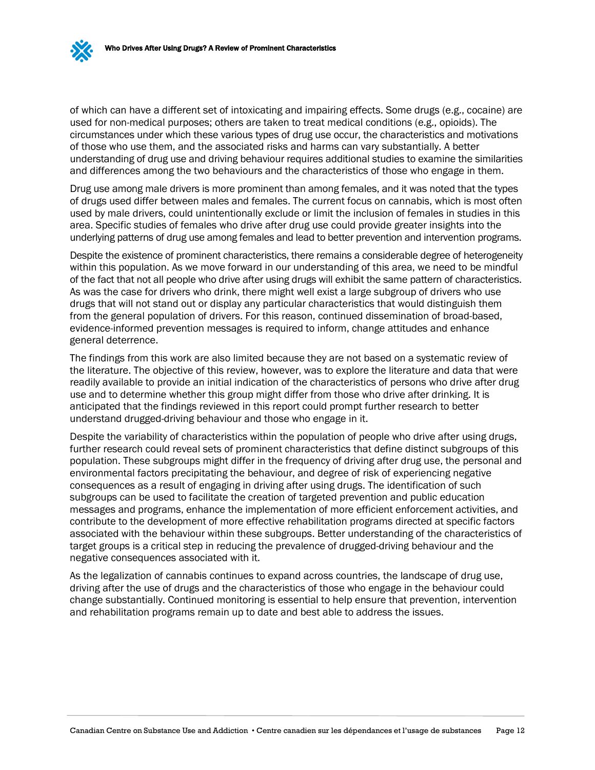of which can have a different set of intoxicating and impairing effects. Some drugs (e.g., cocaine) are used for non-medical purposes; others are taken to treat medical conditions (e.g., opioids). The circumstances under which these various types of drug use occur, the characteristics and motivations of those who use them, and the associated risks and harms can vary substantially. A better understanding of drug use and driving behaviour requires additional studies to examine the similarities and differences among the two behaviours and the characteristics of those who engage in them.

Drug use among male drivers is more prominent than among females, and it was noted that the types of drugs used differ between males and females. The current focus on cannabis, which is most often used by male drivers, could unintentionally exclude or limit the inclusion of females in studies in this area. Specific studies of females who drive after drug use could provide greater insights into the underlying patterns of drug use among females and lead to better prevention and intervention programs.

Despite the existence of prominent characteristics, there remains a considerable degree of heterogeneity within this population. As we move forward in our understanding of this area, we need to be mindful of the fact that not all people who drive after using drugs will exhibit the same pattern of characteristics. As was the case for drivers who drink, there might well exist a large subgroup of drivers who use drugs that will not stand out or display any particular characteristics that would distinguish them from the general population of drivers. For this reason, continued dissemination of broad-based, evidence-informed prevention messages is required to inform, change attitudes and enhance general deterrence.

The findings from this work are also limited because they are not based on a systematic review of the literature. The objective of this review, however, was to explore the literature and data that were readily available to provide an initial indication of the characteristics of persons who drive after drug use and to determine whether this group might differ from those who drive after drinking. It is anticipated that the findings reviewed in this report could prompt further research to better understand drugged-driving behaviour and those who engage in it.

Despite the variability of characteristics within the population of people who drive after using drugs, further research could reveal sets of prominent characteristics that define distinct subgroups of this population. These subgroups might differ in the frequency of driving after drug use, the personal and environmental factors precipitating the behaviour, and degree of risk of experiencing negative consequences as a result of engaging in driving after using drugs. The identification of such subgroups can be used to facilitate the creation of targeted prevention and public education messages and programs, enhance the implementation of more efficient enforcement activities, and contribute to the development of more effective rehabilitation programs directed at specific factors associated with the behaviour within these subgroups. Better understanding of the characteristics of target groups is a critical step in reducing the prevalence of drugged-driving behaviour and the negative consequences associated with it.

As the legalization of cannabis continues to expand across countries, the landscape of drug use, driving after the use of drugs and the characteristics of those who engage in the behaviour could change substantially. Continued monitoring is essential to help ensure that prevention, intervention and rehabilitation programs remain up to date and best able to address the issues.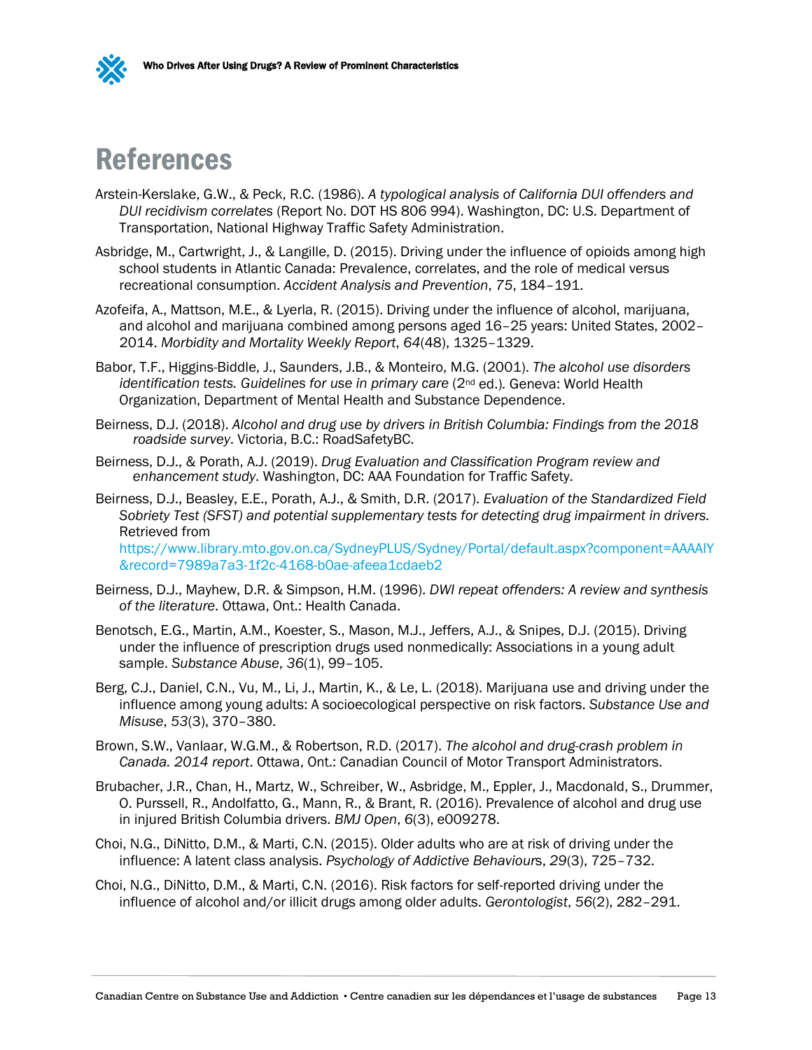# References

Arstein-Kerslake, G.W., & Peck, R.C. (1986). *A typological analysis of California DUI offenders and DUI recidivism correlates* (Report No. DOT HS 806 994). Washington, DC: U.S. Department of Transportation, National Highway Traffic Safety Administration.

Asbridge, M., Cartwright, J., & Langille, D. (2015). Driving under the influence of opioids among high school students in Atlantic Canada: Prevalence, correlates, and the role of medical versus recreational consumption. *Accident Analysis and Prevention*, *75*, 184–191.

Azofeifa, A., Mattson, M.E., & Lyerla, R. (2015). Driving under the influence of alcohol, marijuana, and alcohol and marijuana combined among persons aged 16–25 years: United States, 2002–2014. *Morbidity and Mortality Weekly Report*, *64*(48), 1325–1329.

Babor, T.F., Higgins-Biddle, J., Saunders, J.B., & Monteiro, M.G. (2001). *The alcohol use disorders identification tests. Guidelines for use in primary care* (2nd ed.). Geneva: World Health Organization, Department of Mental Health and Substance Dependence.

Beirness, D.J. (2018). *Alcohol and drug use by drivers in British Columbia: Findings from the 2018 roadside survey*. Victoria, B.C.: RoadSafetyBC.

Beirness, D.J., & Porath, A.J. (2019). *Drug Evaluation and Classification Program review and enhancement study*. Washington, DC: AAA Foundation for Traffic Safety.

Beirness, D.J., Beasley, E.E., Porath, A.J., & Smith, D.R. (2017). *Evaluation of the Standardized Field Sobriety Test (SFST) and potential supplementary tests for detecting drug impairment in drivers.* Retrieved from https://www.library.mto.gov.on.ca/SydneyPLUS/Sydney/Portal/default.aspx?component=AAAAIY&record=7989a7a3-1f2c-4168-b0ae-afeea1cdaeb2

Beirness, D.J., Mayhew, D.R. & Simpson, H.M. (1996). *DWI repeat offenders: A review and synthesis of the literature*. Ottawa, Ont.: Health Canada.

Benotsch, E.G., Martin, A.M., Koester, S., Mason, M.J., Jeffers, A.J., & Snipes, D.J. (2015). Driving under the influence of prescription drugs used nonmedically: Associations in a young adult sample. *Substance Abuse*, *36*(1), 99–105.

Berg, C.J., Daniel, C.N., Vu, M., Li, J., Martin, K., & Le, L. (2018). Marijuana use and driving under the influence among young adults: A socioecological perspective on risk factors. *Substance Use and Misuse*, *53*(3), 370–380.

Brown, S.W., Vanlaar, W.G.M., & Robertson, R.D. (2017). *The alcohol and drug-crash problem in Canada. 2014 report*. Ottawa, Ont.: Canadian Council of Motor Transport Administrators.

Brubacher, J.R., Chan, H., Martz, W., Schreiber, W., Asbridge, M., Eppler, J., Macdonald, S., Drummer, O. Purssell, R., Andolfatto, G., Mann, R., & Brant, R. (2016). Prevalence of alcohol and drug use in injured British Columbia drivers. *BMJ Open*, *6*(3), e009278.

Choi, N.G., DiNitto, D.M., & Marti, C.N. (2015). Older adults who are at risk of driving under the influence: A latent class analysis. *Psychology of Addictive Behaviours*, *29*(3), 725–732.

Choi, N.G., DiNitto, D.M., & Marti, C.N. (2016). Risk factors for self-reported driving under the influence of alcohol and/or illicit drugs among older adults. *Gerontologist*, *56*(2), 282–291.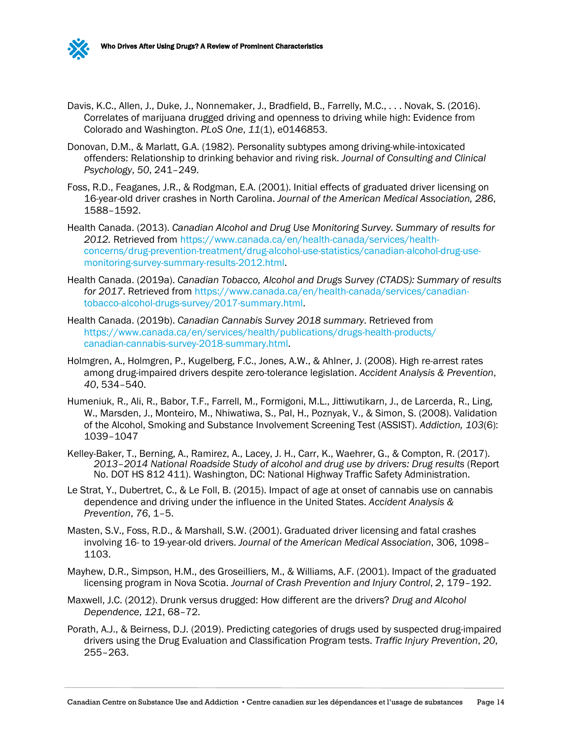Davis, K.C., Allen, J., Duke, J., Nonnemaker, J., Bradfield, B., Farrelly, M.C., . . . Novak, S. (2016). Correlates of marijuana drugged driving and openness to driving while high: Evidence from Colorado and Washington. *PLoS One*, *11*(1), e0146853.

Donovan, D.M., & Marlatt, G.A. (1982). Personality subtypes among driving-while-intoxicated offenders: Relationship to drinking behavior and riving risk. *Journal of Consulting and Clinical Psychology*, *50*, 241–249.

Foss, R.D., Feaganes, J.R., & Rodgman, E.A. (2001). Initial effects of graduated driver licensing on 16-year-old driver crashes in North Carolina. *Journal of the American Medical Association, 286*, 1588–1592.

Health Canada. (2013). *Canadian Alcohol and Drug Use Monitoring Survey. Summary of results for 2012.* Retrieved from https://www.canada.ca/en/health-canada/services/health-concerns/drug-prevention-treatment/drug-alcohol-use-statistics/canadian-alcohol-drug-use-monitoring-survey-summary-results-2012.html.

Health Canada. (2019a). *Canadian Tobacco, Alcohol and Drugs Survey (CTADS): Summary of results for 2017*. Retrieved from https://www.canada.ca/en/health-canada/services/canadian-tobacco-alcohol-drugs-survey/2017-summary.html.

Health Canada. (2019b). *Canadian Cannabis Survey 2018 summary*. Retrieved from https://www.canada.ca/en/services/health/publications/drugs-health-products/canadian-cannabis-survey-2018-summary.html.

Holmgren, A., Holmgren, P., Kugelberg, F.C., Jones, A.W., & Ahlner, J. (2008). High re-arrest rates among drug-impaired drivers despite zero-tolerance legislation. *Accident Analysis & Prevention*, *40*, 534–540.

Humeniuk, R., Ali, R., Babor, T.F., Farrell, M., Formigoni, M.L., Jittiwutikarn, J., de Larcerda, R., Ling, W., Marsden, J., Monteiro, M., Nhiwatiwa, S., Pal, H., Poznyak, V., & Simon, S. (2008). Validation of the Alcohol, Smoking and Substance Involvement Screening Test (ASSIST). *Addiction, 103*(6): 1039–1047

Kelley-Baker, T., Berning, A., Ramirez, A., Lacey, J. H., Carr, K., Waehrer, G., & Compton, R. (2017). *2013–2014 National Roadside Study of alcohol and drug use by drivers: Drug results* (Report No. DOT HS 812 411). Washington, DC: National Highway Traffic Safety Administration.

Le Strat, Y., Dubertret, C., & Le Foll, B. (2015). Impact of age at onset of cannabis use on cannabis dependence and driving under the influence in the United States. *Accident Analysis & Prevention*, *76*, 1–5.

Masten, S.V., Foss, R.D., & Marshall, S.W. (2001). Graduated driver licensing and fatal crashes involving 16- to 19-year-old drivers. *Journal of the American Medical Association*, 306, 1098–1103.

Mayhew, D.R., Simpson, H.M., des Groseilliers, M., & Williams, A.F. (2001). Impact of the graduated licensing program in Nova Scotia. *Journal of Crash Prevention and Injury Control*, *2*, 179–192.

Maxwell, J.C. (2012). Drunk versus drugged: How different are the drivers? *Drug and Alcohol Dependence*, *121*, 68–72.

Porath, A.J., & Beirness, D.J. (2019). Predicting categories of drugs used by suspected drug-impaired drivers using the Drug Evaluation and Classification Program tests. *Traffic Injury Prevention*, *20*, 255–263.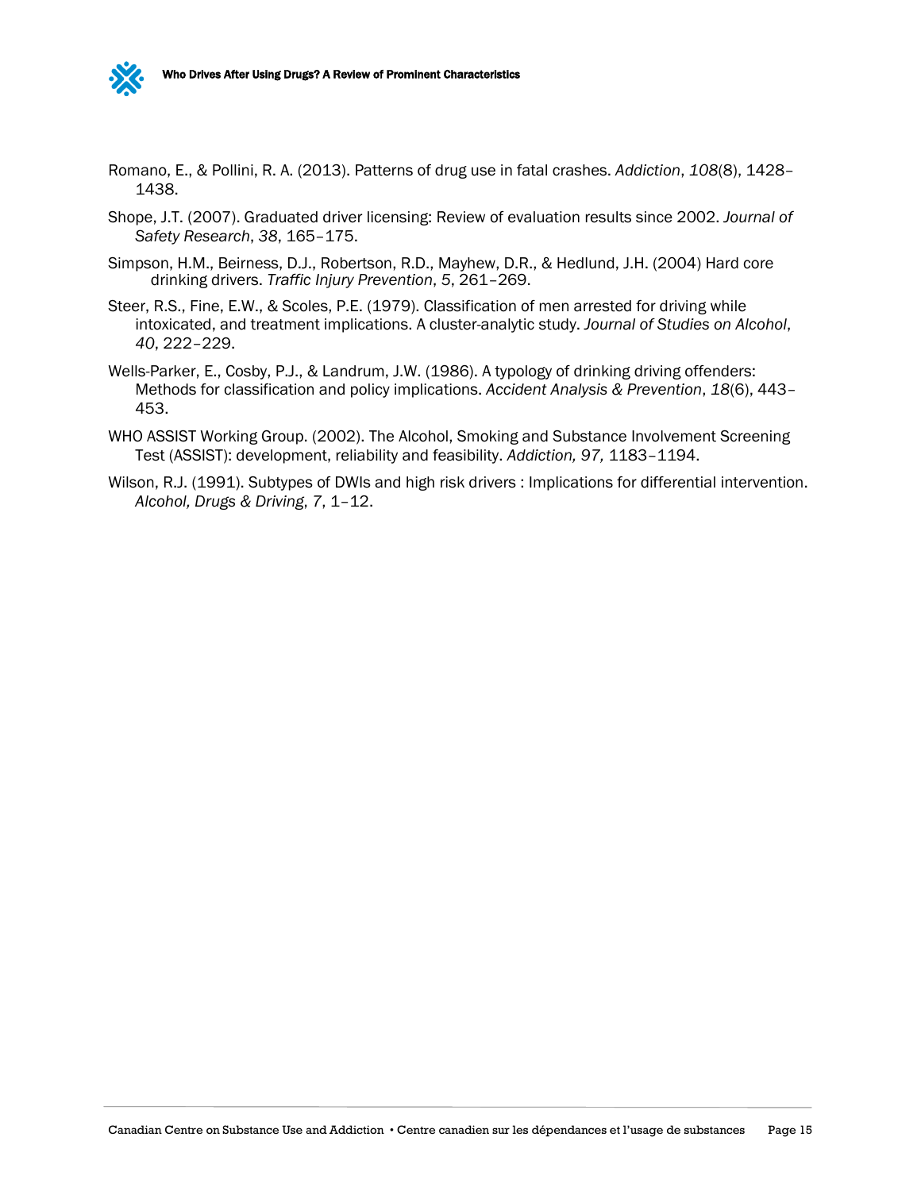Romano, E., & Pollini, R. A. (2013). Patterns of drug use in fatal crashes. *Addiction*, *108*(8), 1428–1438.

Shope, J.T. (2007). Graduated driver licensing: Review of evaluation results since 2002. *Journal of Safety Research*, *38*, 165–175.

Simpson, H.M., Beirness, D.J., Robertson, R.D., Mayhew, D.R., & Hedlund, J.H. (2004) Hard core drinking drivers. *Traffic Injury Prevention*, *5*, 261–269.

Steer, R.S., Fine, E.W., & Scoles, P.E. (1979). Classification of men arrested for driving while intoxicated, and treatment implications. A cluster-analytic study. *Journal of Studies on Alcohol*, *40*, 222–229.

Wells-Parker, E., Cosby, P.J., & Landrum, J.W. (1986). A typology of drinking driving offenders: Methods for classification and policy implications. *Accident Analysis & Prevention*, *18*(6), 443–453.

WHO ASSIST Working Group. (2002). The Alcohol, Smoking and Substance Involvement Screening Test (ASSIST): development, reliability and feasibility. *Addiction, 97,* 1183–1194.

Wilson, R.J. (1991). Subtypes of DWIs and high risk drivers : Implications for differential intervention. *Alcohol, Drugs & Driving*, *7*, 1–12.